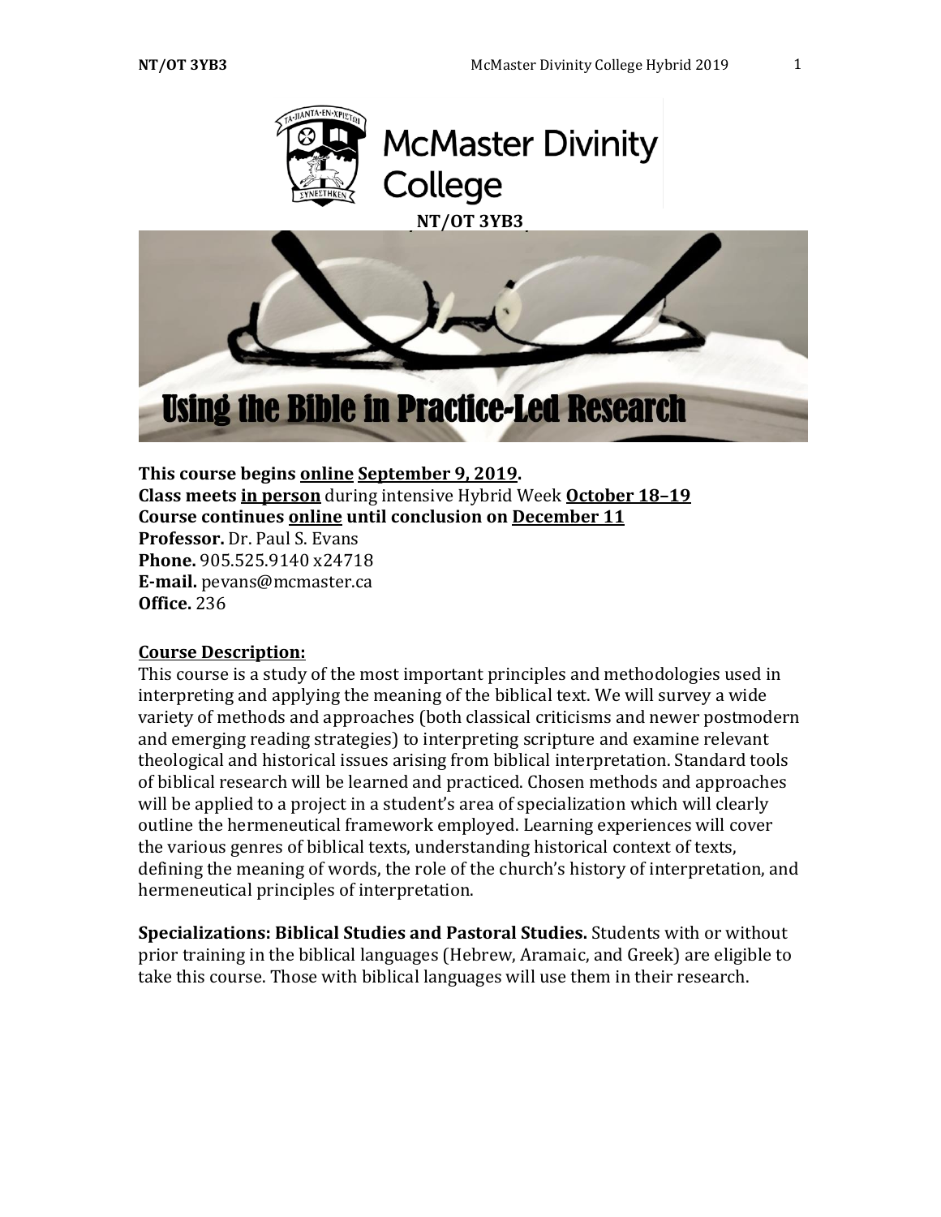McMaster Divinity College

NT/OT 3YB3

# Using the Bible in Practice-Led Research

**This course begins online September 9, 2019.**
**Class meets in person** during intensive Hybrid Week **October 18–19**
**Course continues online until conclusion on December 11**
**Professor.** Dr. Paul S. Evans
**Phone.** 905.525.9140 x24718
**E-mail.** pevans@mcmaster.ca
**Office.** 236

## Course Description:

This course is a study of the most important principles and methodologies used in interpreting and applying the meaning of the biblical text. We will survey a wide variety of methods and approaches (both classical criticisms and newer postmodern and emerging reading strategies) to interpreting scripture and examine relevant theological and historical issues arising from biblical interpretation. Standard tools of biblical research will be learned and practiced. Chosen methods and approaches will be applied to a project in a student's area of specialization which will clearly outline the hermeneutical framework employed. Learning experiences will cover the various genres of biblical texts, understanding historical context of texts, defining the meaning of words, the role of the church's history of interpretation, and hermeneutical principles of interpretation.

**Specializations: Biblical Studies and Pastoral Studies.** Students with or without prior training in the biblical languages (Hebrew, Aramaic, and Greek) are eligible to take this course. Those with biblical languages will use them in their research.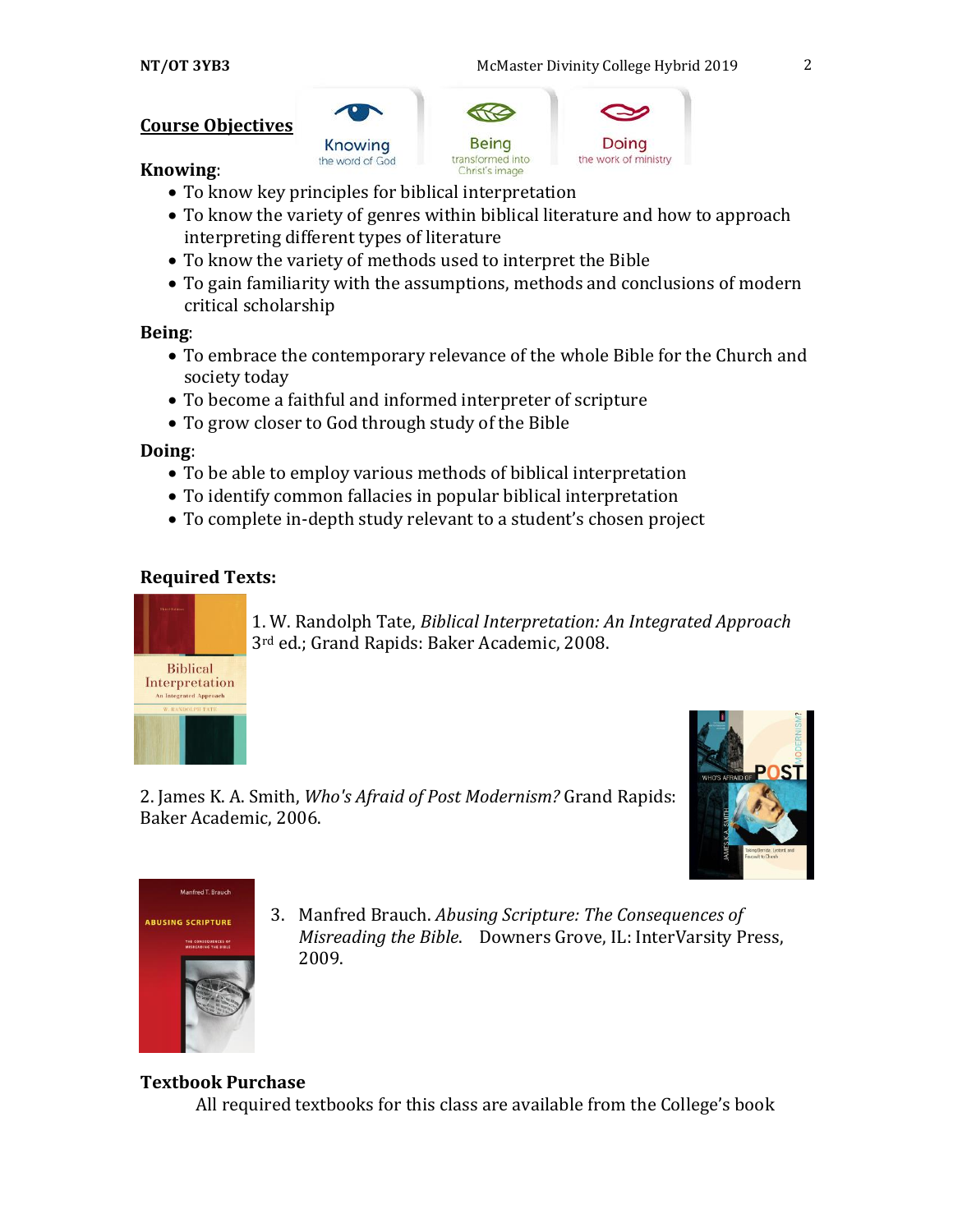## Course Objectives

**Knowing**:

- To know key principles for biblical interpretation
- To know the variety of genres within biblical literature and how to approach interpreting different types of literature
- To know the variety of methods used to interpret the Bible
- To gain familiarity with the assumptions, methods and conclusions of modern critical scholarship

**Being**:

- To embrace the contemporary relevance of the whole Bible for the Church and society today
- To become a faithful and informed interpreter of scripture
- To grow closer to God through study of the Bible

**Doing**:

- To be able to employ various methods of biblical interpretation
- To identify common fallacies in popular biblical interpretation
- To complete in-depth study relevant to a student's chosen project

### Required Texts:

1. W. Randolph Tate, *Biblical Interpretation: An Integrated Approach* 3rd ed.; Grand Rapids: Baker Academic, 2008.

2. James K. A. Smith, *Who's Afraid of Post Modernism?* Grand Rapids: Baker Academic, 2006.

3. Manfred Brauch. *Abusing Scripture: The Consequences of Misreading the Bible*. Downers Grove, IL: InterVarsity Press, 2009.

### Textbook Purchase

All required textbooks for this class are available from the College's book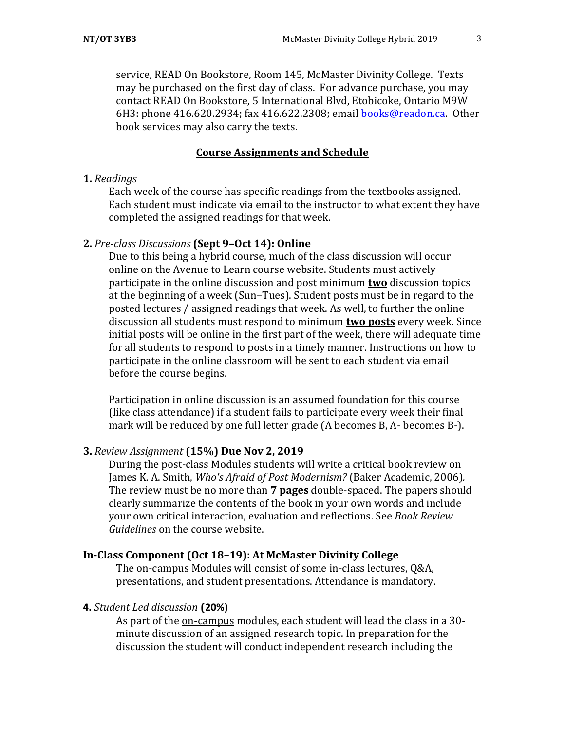service, READ On Bookstore, Room 145, McMaster Divinity College. Texts may be purchased on the first day of class. For advance purchase, you may contact READ On Bookstore, 5 International Blvd, Etobicoke, Ontario M9W 6H3: phone 416.620.2934; fax 416.622.2308; email books@readon.ca. Other book services may also carry the texts.

## Course Assignments and Schedule

**1.** *Readings*

Each week of the course has specific readings from the textbooks assigned. Each student must indicate via email to the instructor to what extent they have completed the assigned readings for that week.

**2.** *Pre-class Discussions* **(Sept 9–Oct 14): Online**

Due to this being a hybrid course, much of the class discussion will occur online on the Avenue to Learn course website. Students must actively participate in the online discussion and post minimum **two** discussion topics at the beginning of a week (Sun–Tues). Student posts must be in regard to the posted lectures / assigned readings that week. As well, to further the online discussion all students must respond to minimum **two posts** every week. Since initial posts will be online in the first part of the week, there will adequate time for all students to respond to posts in a timely manner. Instructions on how to participate in the online classroom will be sent to each student via email before the course begins.

Participation in online discussion is an assumed foundation for this course (like class attendance) if a student fails to participate every week their final mark will be reduced by one full letter grade (A becomes B, A- becomes B-).

**3.** *Review Assignment* **(15%) Due Nov 2, 2019**

During the post-class Modules students will write a critical book review on James K. A. Smith, *Who's Afraid of Post Modernism?* (Baker Academic, 2006). The review must be no more than **7 pages** double-spaced. The papers should clearly summarize the contents of the book in your own words and include your own critical interaction, evaluation and reflections. See *Book Review Guidelines* on the course website.

**In-Class Component (Oct 18–19): At McMaster Divinity College**

The on-campus Modules will consist of some in-class lectures, Q&A, presentations, and student presentations. Attendance is mandatory.

**4.** *Student Led discussion* **(20%)**

As part of the on-campus modules, each student will lead the class in a 30-minute discussion of an assigned research topic. In preparation for the discussion the student will conduct independent research including the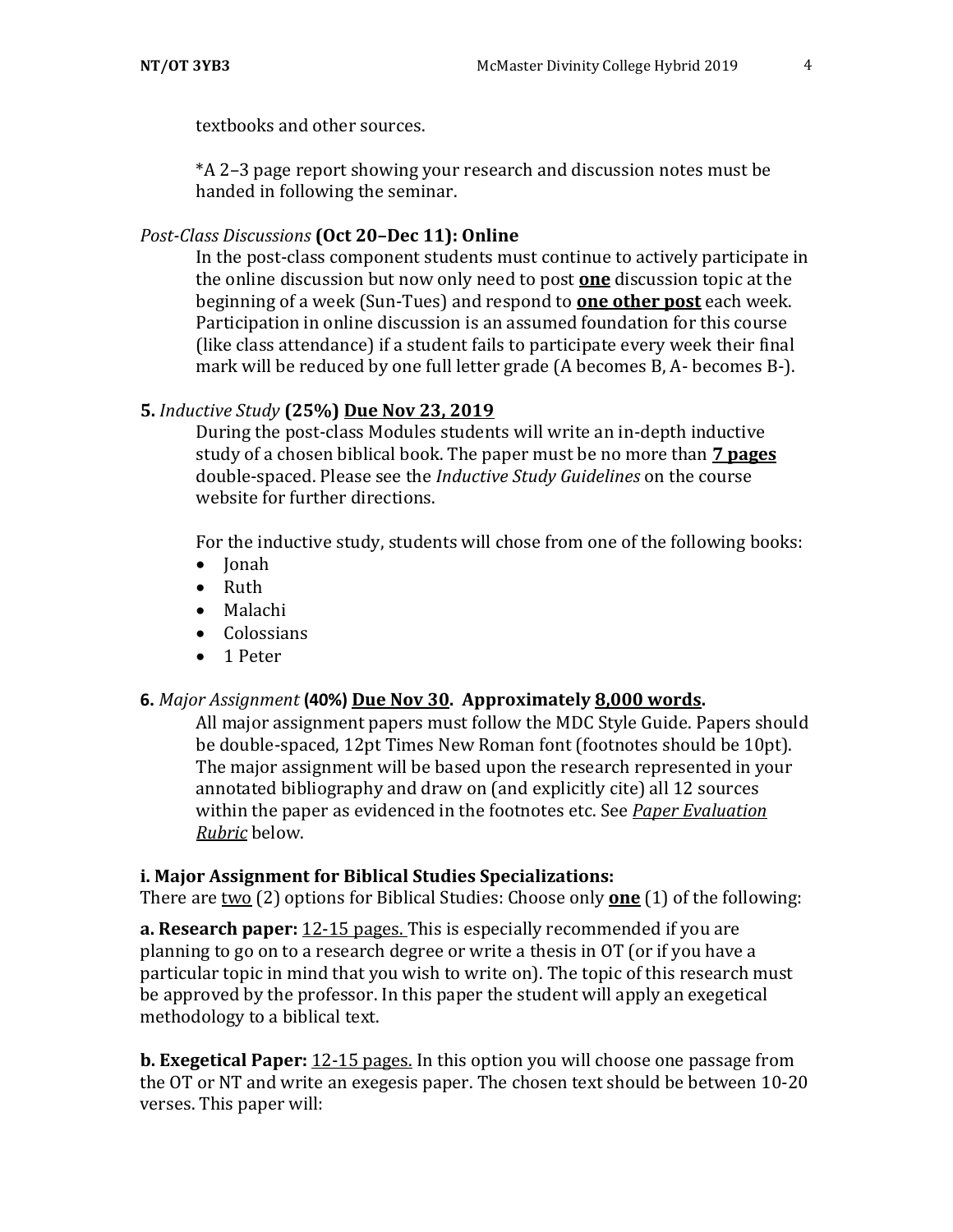textbooks and other sources.

*A 2–3 page report showing your research and discussion notes must be handed in following the seminar.

*Post-Class Discussions* **(Oct 20–Dec 11): Online**

In the post-class component students must continue to actively participate in the online discussion but now only need to post **one** discussion topic at the beginning of a week (Sun-Tues) and respond to **one other post** each week. Participation in online discussion is an assumed foundation for this course (like class attendance) if a student fails to participate every week their final mark will be reduced by one full letter grade (A becomes B, A- becomes B-).

**5.** *Inductive Study* **(25%) Due Nov 23, 2019**

During the post-class Modules students will write an in-depth inductive study of a chosen biblical book. The paper must be no more than **7 pages** double-spaced. Please see the *Inductive Study Guidelines* on the course website for further directions.

For the inductive study, students will chose from one of the following books:

- Jonah
- Ruth
- Malachi
- Colossians
- 1 Peter

**6.** *Major Assignment* **(40%) Due Nov 30. Approximately 8,000 words.**

All major assignment papers must follow the MDC Style Guide. Papers should be double-spaced, 12pt Times New Roman font (footnotes should be 10pt). The major assignment will be based upon the research represented in your annotated bibliography and draw on (and explicitly cite) all 12 sources within the paper as evidenced in the footnotes etc. See *Paper Evaluation Rubric* below.

**i. Major Assignment for Biblical Studies Specializations:**

There are two (2) options for Biblical Studies: Choose only **one** (1) of the following:

**a. Research paper:** 12-15 pages. This is especially recommended if you are planning to go on to a research degree or write a thesis in OT (or if you have a particular topic in mind that you wish to write on). The topic of this research must be approved by the professor. In this paper the student will apply an exegetical methodology to a biblical text.

**b. Exegetical Paper:** 12-15 pages. In this option you will choose one passage from the OT or NT and write an exegesis paper. The chosen text should be between 10-20 verses. This paper will: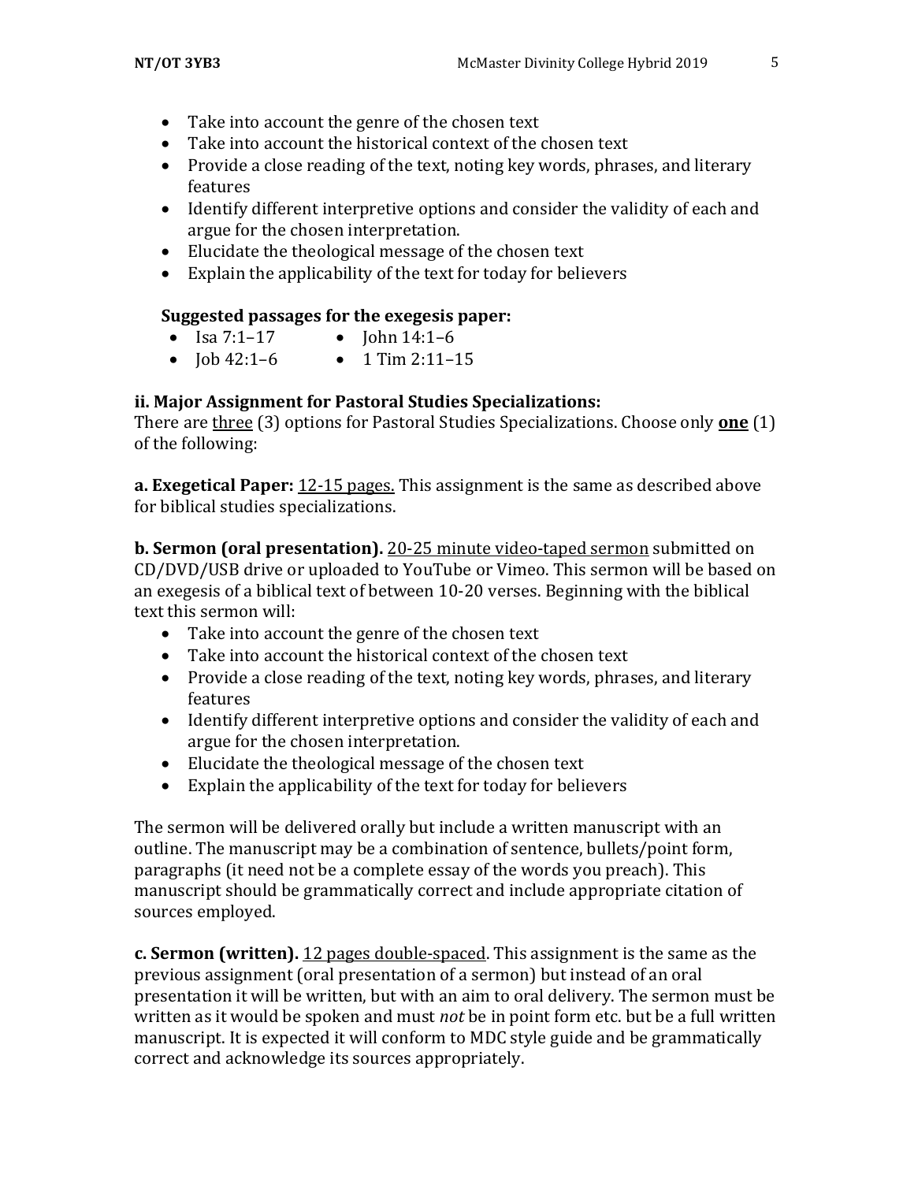- Take into account the genre of the chosen text
- Take into account the historical context of the chosen text
- Provide a close reading of the text, noting key words, phrases, and literary features
- Identify different interpretive options and consider the validity of each and argue for the chosen interpretation.
- Elucidate the theological message of the chosen text
- Explain the applicability of the text for today for believers

**Suggested passages for the exegesis paper:**

- Isa 7:1–17
- Job 42:1–6
- John 14:1–6
- 1 Tim 2:11–15

**ii. Major Assignment for Pastoral Studies Specializations:**

There are three (3) options for Pastoral Studies Specializations. Choose only **one** (1) of the following:

**a. Exegetical Paper:** 12-15 pages. This assignment is the same as described above for biblical studies specializations.

**b. Sermon (oral presentation).** 20-25 minute video-taped sermon submitted on CD/DVD/USB drive or uploaded to YouTube or Vimeo. This sermon will be based on an exegesis of a biblical text of between 10-20 verses. Beginning with the biblical text this sermon will:

- Take into account the genre of the chosen text
- Take into account the historical context of the chosen text
- Provide a close reading of the text, noting key words, phrases, and literary features
- Identify different interpretive options and consider the validity of each and argue for the chosen interpretation.
- Elucidate the theological message of the chosen text
- Explain the applicability of the text for today for believers

The sermon will be delivered orally but include a written manuscript with an outline. The manuscript may be a combination of sentence, bullets/point form, paragraphs (it need not be a complete essay of the words you preach). This manuscript should be grammatically correct and include appropriate citation of sources employed.

**c. Sermon (written).** 12 pages double-spaced. This assignment is the same as the previous assignment (oral presentation of a sermon) but instead of an oral presentation it will be written, but with an aim to oral delivery. The sermon must be written as it would be spoken and must *not* be in point form etc. but be a full written manuscript. It is expected it will conform to MDC style guide and be grammatically correct and acknowledge its sources appropriately.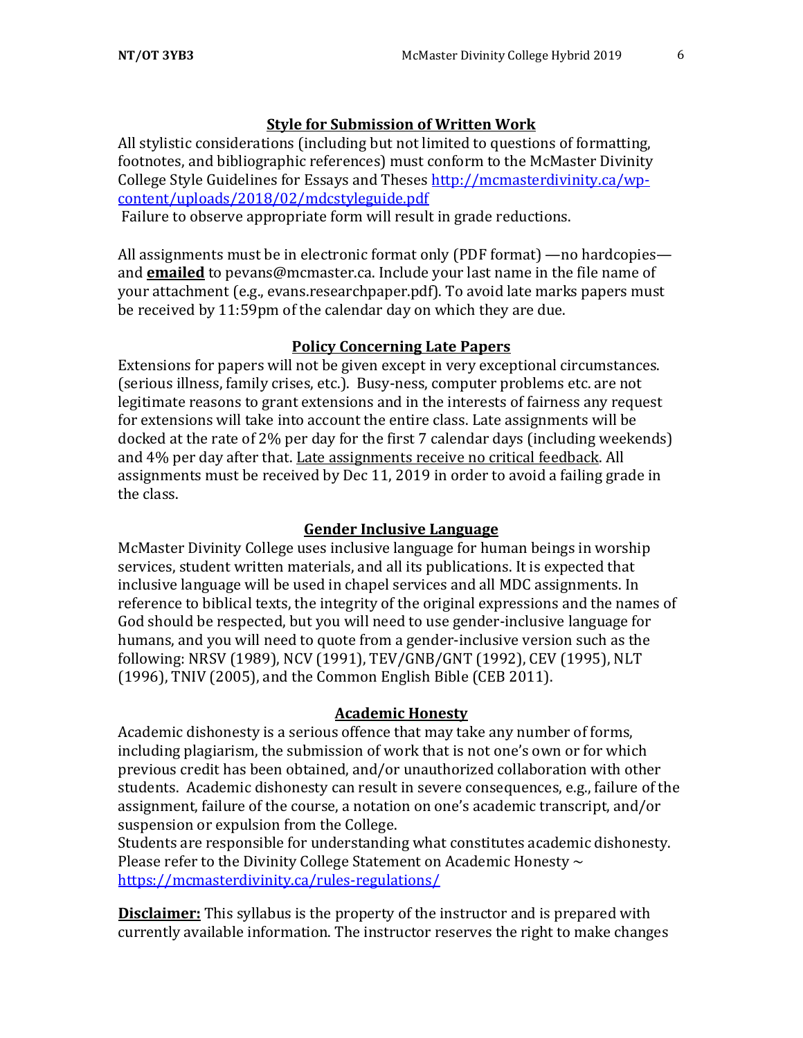## Style for Submission of Written Work

All stylistic considerations (including but not limited to questions of formatting, footnotes, and bibliographic references) must conform to the McMaster Divinity College Style Guidelines for Essays and Theses [http://mcmasterdivinity.ca/wp-content/uploads/2018/02/mdcstyleguide.pdf](http://mcmasterdivinity.ca/wp-content/uploads/2018/02/mdcstyleguide.pdf)

Failure to observe appropriate form will result in grade reductions.

All assignments must be in electronic format only (PDF format) —no hardcopies— and **emailed** to pevans@mcmaster.ca. Include your last name in the file name of your attachment (e.g., evans.researchpaper.pdf). To avoid late marks papers must be received by 11:59pm of the calendar day on which they are due.

## Policy Concerning Late Papers

Extensions for papers will not be given except in very exceptional circumstances. (serious illness, family crises, etc.). Busy-ness, computer problems etc. are not legitimate reasons to grant extensions and in the interests of fairness any request for extensions will take into account the entire class. Late assignments will be docked at the rate of 2% per day for the first 7 calendar days (including weekends) and 4% per day after that. Late assignments receive no critical feedback. All assignments must be received by Dec 11, 2019 in order to avoid a failing grade in the class.

## Gender Inclusive Language

McMaster Divinity College uses inclusive language for human beings in worship services, student written materials, and all its publications. It is expected that inclusive language will be used in chapel services and all MDC assignments. In reference to biblical texts, the integrity of the original expressions and the names of God should be respected, but you will need to use gender-inclusive language for humans, and you will need to quote from a gender-inclusive version such as the following: NRSV (1989), NCV (1991), TEV/GNB/GNT (1992), CEV (1995), NLT (1996), TNIV (2005), and the Common English Bible (CEB 2011).

## Academic Honesty

Academic dishonesty is a serious offence that may take any number of forms, including plagiarism, the submission of work that is not one's own or for which previous credit has been obtained, and/or unauthorized collaboration with other students. Academic dishonesty can result in severe consequences, e.g., failure of the assignment, failure of the course, a notation on one's academic transcript, and/or suspension or expulsion from the College.

Students are responsible for understanding what constitutes academic dishonesty. Please refer to the Divinity College Statement on Academic Honesty ~ [https://mcmasterdivinity.ca/rules-regulations/](https://mcmasterdivinity.ca/rules-regulations/)

**Disclaimer:** This syllabus is the property of the instructor and is prepared with currently available information. The instructor reserves the right to make changes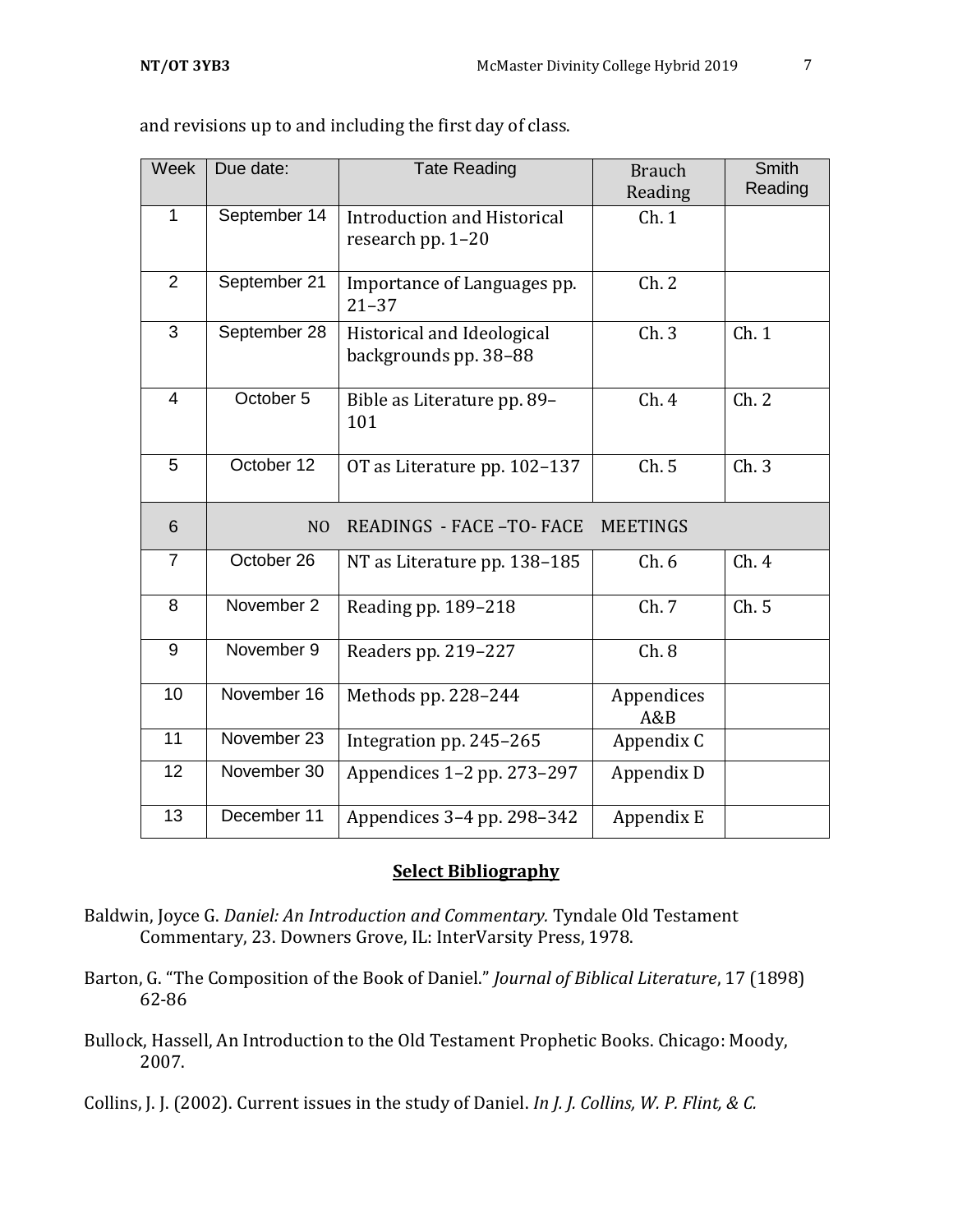and revisions up to and including the first day of class.

| Week | Due date: | Tate Reading | Brauch Reading | Smith Reading |
|---|---|---|---|---|
| 1 | September 14 | Introduction and Historical research pp. 1–20 | Ch. 1 | |
| 2 | September 21 | Importance of Languages pp. 21–37 | Ch. 2 | |
| 3 | September 28 | Historical and Ideological backgrounds pp. 38–88 | Ch. 3 | Ch. 1 |
| 4 | October 5 | Bible as Literature pp. 89–101 | Ch. 4 | Ch. 2 |
| 5 | October 12 | OT as Literature pp. 102–137 | Ch. 5 | Ch. 3 |
| 6 | NO | READINGS - FACE –TO- FACE | MEETINGS | |
| 7 | October 26 | NT as Literature pp. 138–185 | Ch. 6 | Ch. 4 |
| 8 | November 2 | Reading pp. 189–218 | Ch. 7 | Ch. 5 |
| 9 | November 9 | Readers pp. 219–227 | Ch. 8 | |
| 10 | November 16 | Methods pp. 228–244 | Appendices A&B | |
| 11 | November 23 | Integration pp. 245–265 | Appendix C | |
| 12 | November 30 | Appendices 1–2 pp. 273–297 | Appendix D | |
| 13 | December 11 | Appendices 3–4 pp. 298–342 | Appendix E | |

## Select Bibliography

Baldwin, Joyce G. *Daniel: An Introduction and Commentary.* Tyndale Old Testament Commentary, 23. Downers Grove, IL: InterVarsity Press, 1978.

Barton, G. "The Composition of the Book of Daniel." *Journal of Biblical Literature*, 17 (1898) 62-86

Bullock, Hassell, An Introduction to the Old Testament Prophetic Books. Chicago: Moody, 2007.

Collins, J. J. (2002). Current issues in the study of Daniel. *In J. J. Collins, W. P. Flint, & C.*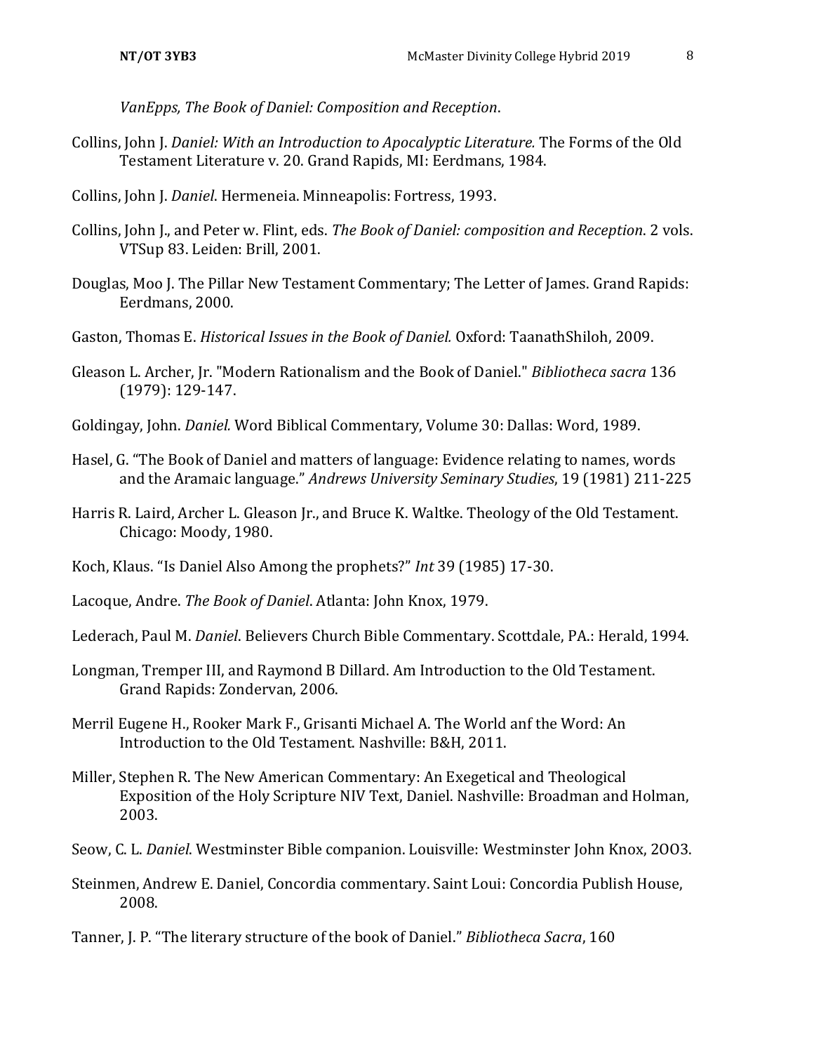*VanEpps, The Book of Daniel: Composition and Reception*.

Collins, John J. *Daniel: With an Introduction to Apocalyptic Literature.* The Forms of the Old Testament Literature v. 20. Grand Rapids, MI: Eerdmans, 1984.

Collins, John J. *Daniel*. Hermeneia. Minneapolis: Fortress, 1993.

Collins, John J., and Peter w. Flint, eds. *The Book of Daniel: composition and Reception*. 2 vols. VTSup 83. Leiden: Brill, 2001.

Douglas, Moo J. The Pillar New Testament Commentary; The Letter of James. Grand Rapids: Eerdmans, 2000.

Gaston, Thomas E. *Historical Issues in the Book of Daniel.* Oxford: TaanathShiloh, 2009.

Gleason L. Archer, Jr. "Modern Rationalism and the Book of Daniel." *Bibliotheca sacra* 136 (1979): 129-147.

Goldingay, John. *Daniel.* Word Biblical Commentary, Volume 30: Dallas: Word, 1989.

Hasel, G. "The Book of Daniel and matters of language: Evidence relating to names, words and the Aramaic language." *Andrews University Seminary Studies*, 19 (1981) 211-225

Harris R. Laird, Archer L. Gleason Jr., and Bruce K. Waltke. Theology of the Old Testament. Chicago: Moody, 1980.

Koch, Klaus. "Is Daniel Also Among the prophets?" *Int* 39 (1985) 17-30.

Lacoque, Andre. *The Book of Daniel*. Atlanta: John Knox, 1979.

Lederach, Paul M. *Daniel*. Believers Church Bible Commentary. Scottdale, PA.: Herald, 1994.

Longman, Tremper III, and Raymond B Dillard. Am Introduction to the Old Testament. Grand Rapids: Zondervan, 2006.

Merril Eugene H., Rooker Mark F., Grisanti Michael A. The World anf the Word: An Introduction to the Old Testament. Nashville: B&H, 2011.

Miller, Stephen R. The New American Commentary: An Exegetical and Theological Exposition of the Holy Scripture NIV Text, Daniel. Nashville: Broadman and Holman, 2003.

Seow, C. L. *Daniel*. Westminster Bible companion. Louisville: Westminster John Knox, 2OO3.

Steinmen, Andrew E. Daniel, Concordia commentary. Saint Loui: Concordia Publish House, 2008.

Tanner, J. P. "The literary structure of the book of Daniel." *Bibliotheca Sacra*, 160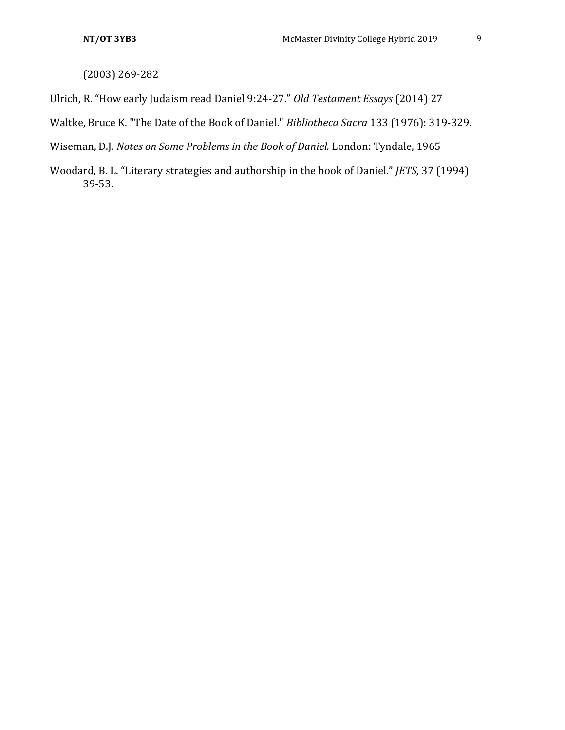(2003) 269-282

Ulrich, R. "How early Judaism read Daniel 9:24-27." *Old Testament Essays* (2014) 27

Waltke, Bruce K. "The Date of the Book of Daniel." *Bibliotheca Sacra* 133 (1976): 319-329.

Wiseman, D.J. *Notes on Some Problems in the Book of Daniel.* London: Tyndale, 1965

Woodard, B. L. "Literary strategies and authorship in the book of Daniel." *JETS*, 37 (1994) 39-53.